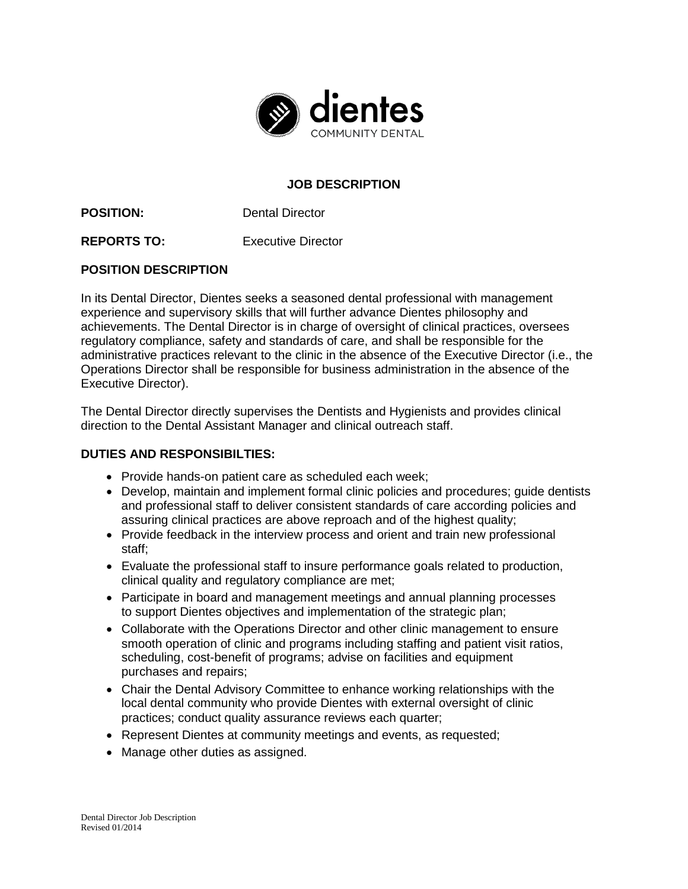dientes
COMMUNITY DENTAL

## JOB DESCRIPTION

**POSITION:** Dental Director

**REPORTS TO:** Executive Director

### POSITION DESCRIPTION

In its Dental Director, Dientes seeks a seasoned dental professional with management experience and supervisory skills that will further advance Dientes philosophy and achievements. The Dental Director is in charge of oversight of clinical practices, oversees regulatory compliance, safety and standards of care, and shall be responsible for the administrative practices relevant to the clinic in the absence of the Executive Director (i.e., the Operations Director shall be responsible for business administration in the absence of the Executive Director).

The Dental Director directly supervises the Dentists and Hygienists and provides clinical direction to the Dental Assistant Manager and clinical outreach staff.

### DUTIES AND RESPONSIBILTIES:

- Provide hands-on patient care as scheduled each week;
- Develop, maintain and implement formal clinic policies and procedures; guide dentists and professional staff to deliver consistent standards of care according policies and assuring clinical practices are above reproach and of the highest quality;
- Provide feedback in the interview process and orient and train new professional staff;
- Evaluate the professional staff to insure performance goals related to production, clinical quality and regulatory compliance are met;
- Participate in board and management meetings and annual planning processes to support Dientes objectives and implementation of the strategic plan;
- Collaborate with the Operations Director and other clinic management to ensure smooth operation of clinic and programs including staffing and patient visit ratios, scheduling, cost-benefit of programs; advise on facilities and equipment purchases and repairs;
- Chair the Dental Advisory Committee to enhance working relationships with the local dental community who provide Dientes with external oversight of clinic practices; conduct quality assurance reviews each quarter;
- Represent Dientes at community meetings and events, as requested;
- Manage other duties as assigned.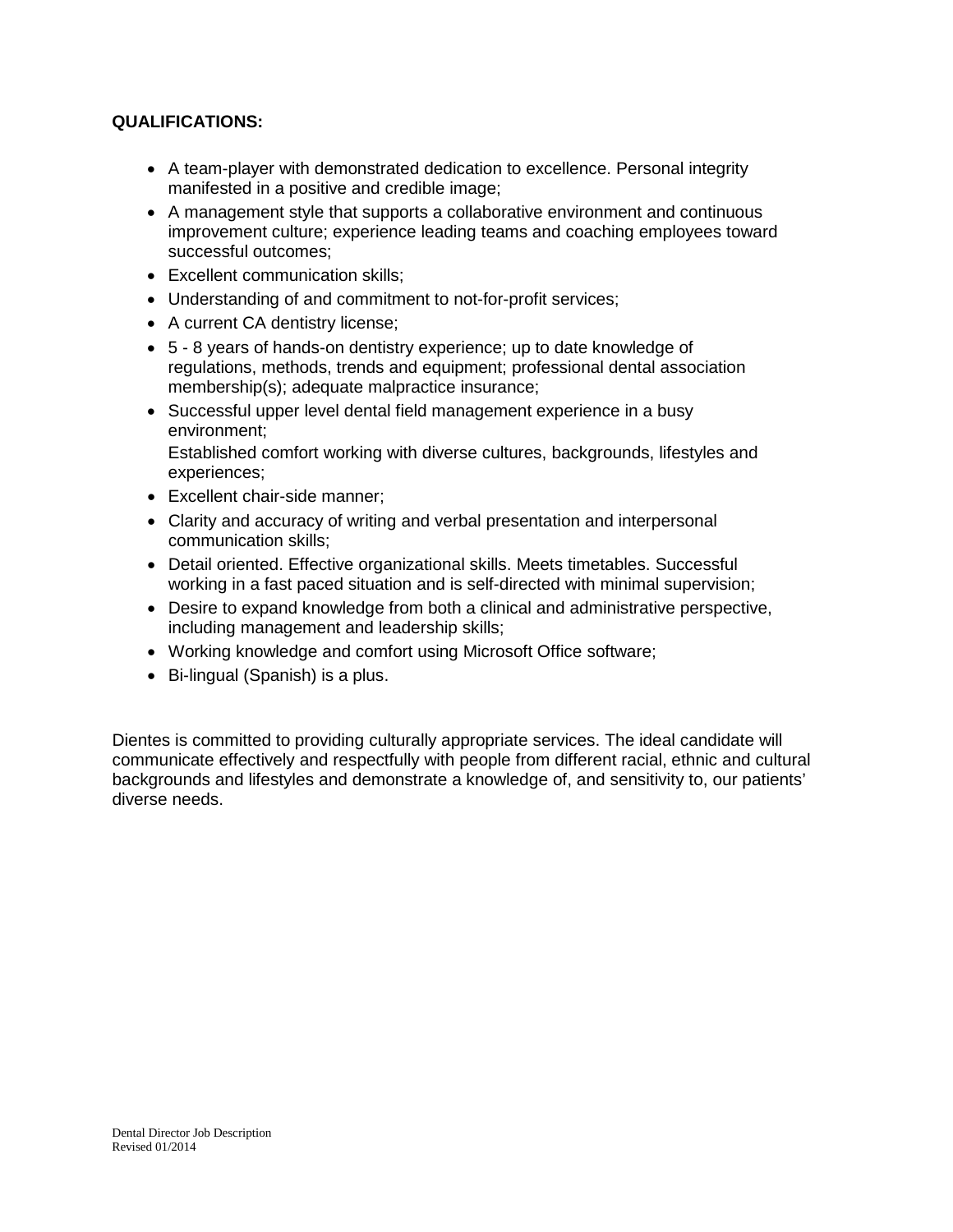**QUALIFICATIONS:**

- A team-player with demonstrated dedication to excellence. Personal integrity manifested in a positive and credible image;
- A management style that supports a collaborative environment and continuous improvement culture; experience leading teams and coaching employees toward successful outcomes;
- Excellent communication skills;
- Understanding of and commitment to not-for-profit services;
- A current CA dentistry license;
- 5 - 8 years of hands-on dentistry experience; up to date knowledge of regulations, methods, trends and equipment; professional dental association membership(s); adequate malpractice insurance;
- Successful upper level dental field management experience in a busy environment;
  Established comfort working with diverse cultures, backgrounds, lifestyles and experiences;
- Excellent chair-side manner;
- Clarity and accuracy of writing and verbal presentation and interpersonal communication skills;
- Detail oriented. Effective organizational skills. Meets timetables. Successful working in a fast paced situation and is self-directed with minimal supervision;
- Desire to expand knowledge from both a clinical and administrative perspective, including management and leadership skills;
- Working knowledge and comfort using Microsoft Office software;
- Bi-lingual (Spanish) is a plus.

Dientes is committed to providing culturally appropriate services. The ideal candidate will communicate effectively and respectfully with people from different racial, ethnic and cultural backgrounds and lifestyles and demonstrate a knowledge of, and sensitivity to, our patients' diverse needs.